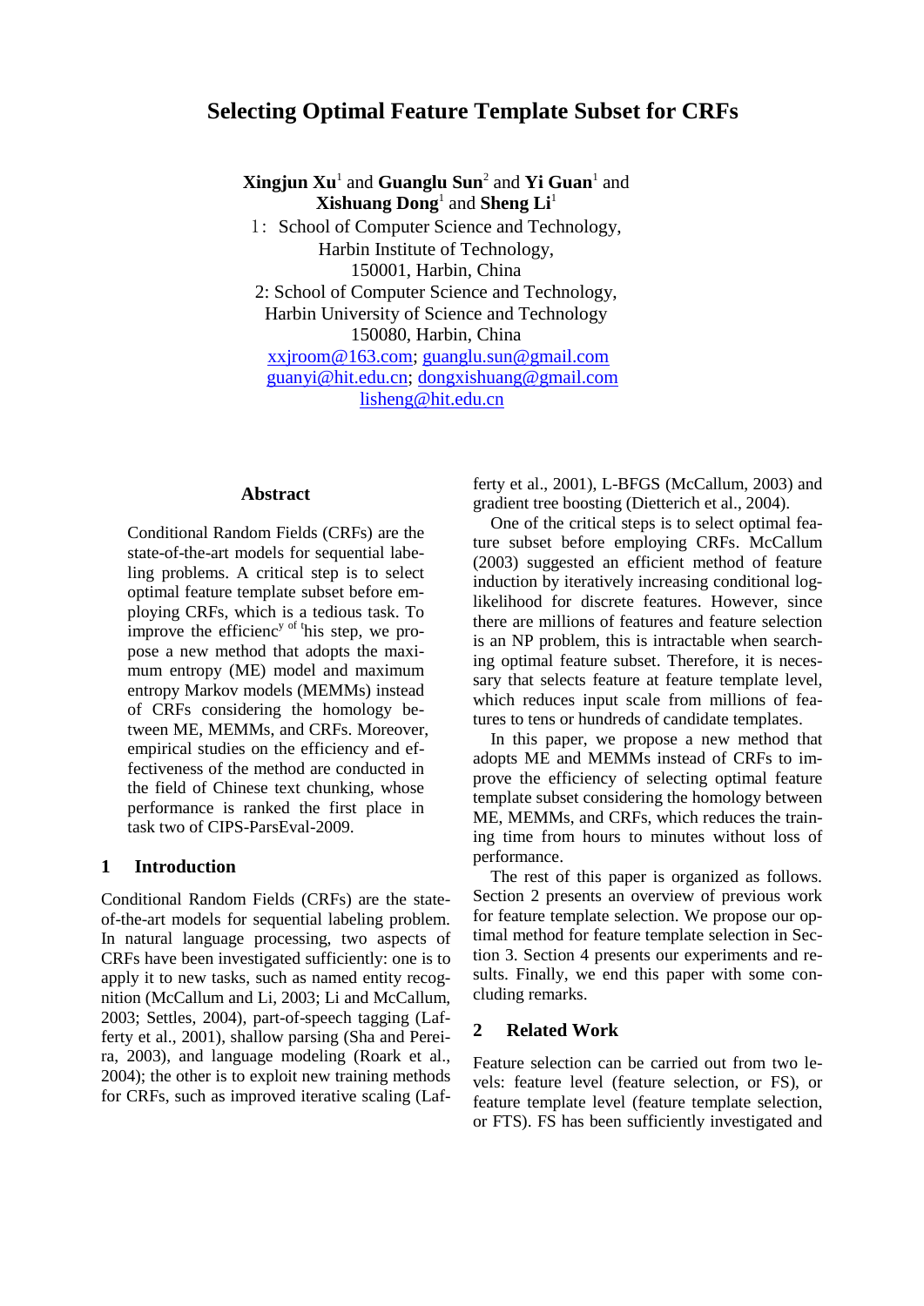# Selecting Optimal Feature Template Subset for CRFs

**Xingjun Xu**[1] and **Guanglu Sun**[2] and **Yi Guan**[1] and **Xishuang Dong**[1] and **Sheng Li**[1]

1：School of Computer Science and Technology,
Harbin Institute of Technology,
150001, Harbin, China

2: School of Computer Science and Technology,
Harbin University of Science and Technology
150080, Harbin, China

xxjroom@163.com; guanglu.sun@gmail.com
guanyi@hit.edu.cn; dongxishuang@gmail.com
lisheng@hit.edu.cn

## Abstract

Conditional Random Fields (CRFs) are the state-of-the-art models for sequential labeling problems. A critical step is to select optimal feature template subset before employing CRFs, which is a tedious task. To improve the efficiency of this step, we propose a new method that adopts the maximum entropy (ME) model and maximum entropy Markov models (MEMMs) instead of CRFs considering the homology between ME, MEMMs, and CRFs. Moreover, empirical studies on the efficiency and effectiveness of the method are conducted in the field of Chinese text chunking, whose performance is ranked the first place in task two of CIPS-ParsEval-2009.

## 1 Introduction

Conditional Random Fields (CRFs) are the state-of-the-art models for sequential labeling problem. In natural language processing, two aspects of CRFs have been investigated sufficiently: one is to apply it to new tasks, such as named entity recognition (McCallum and Li, 2003; Li and McCallum, 2003; Settles, 2004), part-of-speech tagging (Lafferty et al., 2001), shallow parsing (Sha and Pereira, 2003), and language modeling (Roark et al., 2004); the other is to exploit new training methods for CRFs, such as improved iterative scaling (Lafferty et al., 2001), L-BFGS (McCallum, 2003) and gradient tree boosting (Dietterich et al., 2004).

One of the critical steps is to select optimal feature subset before employing CRFs. McCallum (2003) suggested an efficient method of feature induction by iteratively increasing conditional log-likelihood for discrete features. However, since there are millions of features and feature selection is an NP problem, this is intractable when searching optimal feature subset. Therefore, it is necessary that selects feature at feature template level, which reduces input scale from millions of features to tens or hundreds of candidate templates.

In this paper, we propose a new method that adopts ME and MEMMs instead of CRFs to improve the efficiency of selecting optimal feature template subset considering the homology between ME, MEMMs, and CRFs, which reduces the training time from hours to minutes without loss of performance.

The rest of this paper is organized as follows. Section 2 presents an overview of previous work for feature template selection. We propose our optimal method for feature template selection in Section 3. Section 4 presents our experiments and results. Finally, we end this paper with some concluding remarks.

## 2 Related Work

Feature selection can be carried out from two levels: feature level (feature selection, or FS), or feature template level (feature template selection, or FTS). FS has been sufficiently investigated and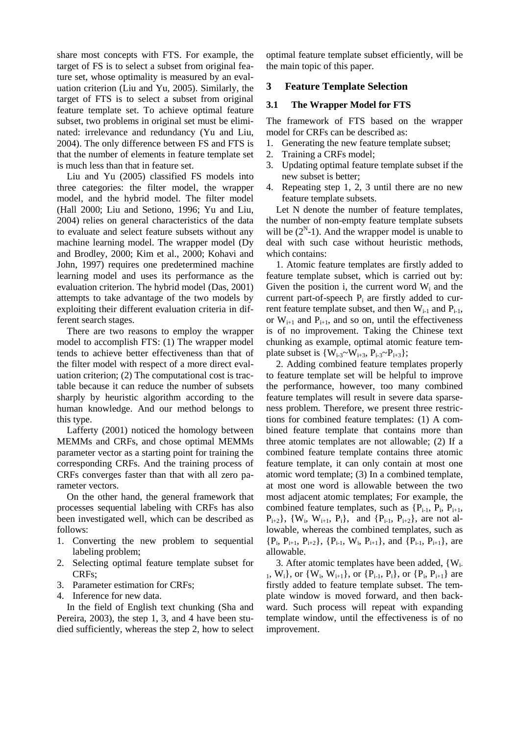share most concepts with FTS. For example, the target of FS is to select a subset from original feature set, whose optimality is measured by an evaluation criterion (Liu and Yu, 2005). Similarly, the target of FTS is to select a subset from original feature template set. To achieve optimal feature subset, two problems in original set must be eliminated: irrelevance and redundancy (Yu and Liu, 2004). The only difference between FS and FTS is that the number of elements in feature template set is much less than that in feature set.

Liu and Yu (2005) classified FS models into three categories: the filter model, the wrapper model, and the hybrid model. The filter model (Hall 2000; Liu and Setiono, 1996; Yu and Liu, 2004) relies on general characteristics of the data to evaluate and select feature subsets without any machine learning model. The wrapper model (Dy and Brodley, 2000; Kim et al., 2000; Kohavi and John, 1997) requires one predetermined machine learning model and uses its performance as the evaluation criterion. The hybrid model (Das, 2001) attempts to take advantage of the two models by exploiting their different evaluation criteria in different search stages.

There are two reasons to employ the wrapper model to accomplish FTS: (1) The wrapper model tends to achieve better effectiveness than that of the filter model with respect of a more direct evaluation criterion; (2) The computational cost is tractable because it can reduce the number of subsets sharply by heuristic algorithm according to the human knowledge. And our method belongs to this type.

Lafferty (2001) noticed the homology between MEMMs and CRFs, and chose optimal MEMMs parameter vector as a starting point for training the corresponding CRFs. And the training process of CRFs converges faster than that with all zero parameter vectors.

On the other hand, the general framework that processes sequential labeling with CRFs has also been investigated well, which can be described as follows:

1. Converting the new problem to sequential labeling problem;
2. Selecting optimal feature template subset for CRFs;
3. Parameter estimation for CRFs;
4. Inference for new data.

In the field of English text chunking (Sha and Pereira, 2003), the step 1, 3, and 4 have been studied sufficiently, whereas the step 2, how to select optimal feature template subset efficiently, will be the main topic of this paper.

## 3 Feature Template Selection

### 3.1 The Wrapper Model for FTS

The framework of FTS based on the wrapper model for CRFs can be described as:

1. Generating the new feature template subset;
2. Training a CRFs model;
3. Updating optimal feature template subset if the new subset is better;
4. Repeating step 1, 2, 3 until there are no new feature template subsets.

Let N denote the number of feature templates, the number of non-empty feature template subsets will be ($2^N$-1). And the wrapper model is unable to deal with such case without heuristic methods, which contains:

1. Atomic feature templates are firstly added to feature template subset, which is carried out by: Given the position i, the current word $W_i$ and the current part-of-speech $P_i$ are firstly added to current feature template subset, and then $W_{i-1}$ and $P_{i-1}$, or $W_{i+1}$ and $P_{i+1}$, and so on, until the effectiveness is of no improvement. Taking the Chinese text chunking as example, optimal atomic feature template subset is {$W_{i-3}$~$W_{i+3}$, $P_{i-3}$~$P_{i+3}$};

2. Adding combined feature templates properly to feature template set will be helpful to improve the performance, however, too many combined feature templates will result in severe data sparseness problem. Therefore, we present three restrictions for combined feature templates: (1) A combined feature template that contains more than three atomic templates are not allowable; (2) If a combined feature template contains three atomic feature template, it can only contain at most one atomic word template; (3) In a combined template, at most one word is allowable between the two most adjacent atomic templates; For example, the combined feature templates, such as {$P_{i-1}$, $P_i$, $P_{i+1}$, $P_{i+2}$}, {$W_i$, $W_{i+1}$, $P_i$}, and {$P_{i-1}$, $P_{i+2}$}, are not allowable, whereas the combined templates, such as {$P_i$, $P_{i+1}$, $P_{i+2}$}, {$P_{i-1}$, $W_i$, $P_{i+1}$}, and {$P_{i-1}$, $P_{i+1}$}, are allowable.

3. After atomic templates have been added, {$W_{i-1}$, $W_i$}, or {$W_i$, $W_{i+1}$}, or {$P_{i-1}$, $P_i$}, or {$P_i$, $P_{i+1}$} are firstly added to feature template subset. The template window is moved forward, and then backward. Such process will repeat with expanding template window, until the effectiveness is of no improvement.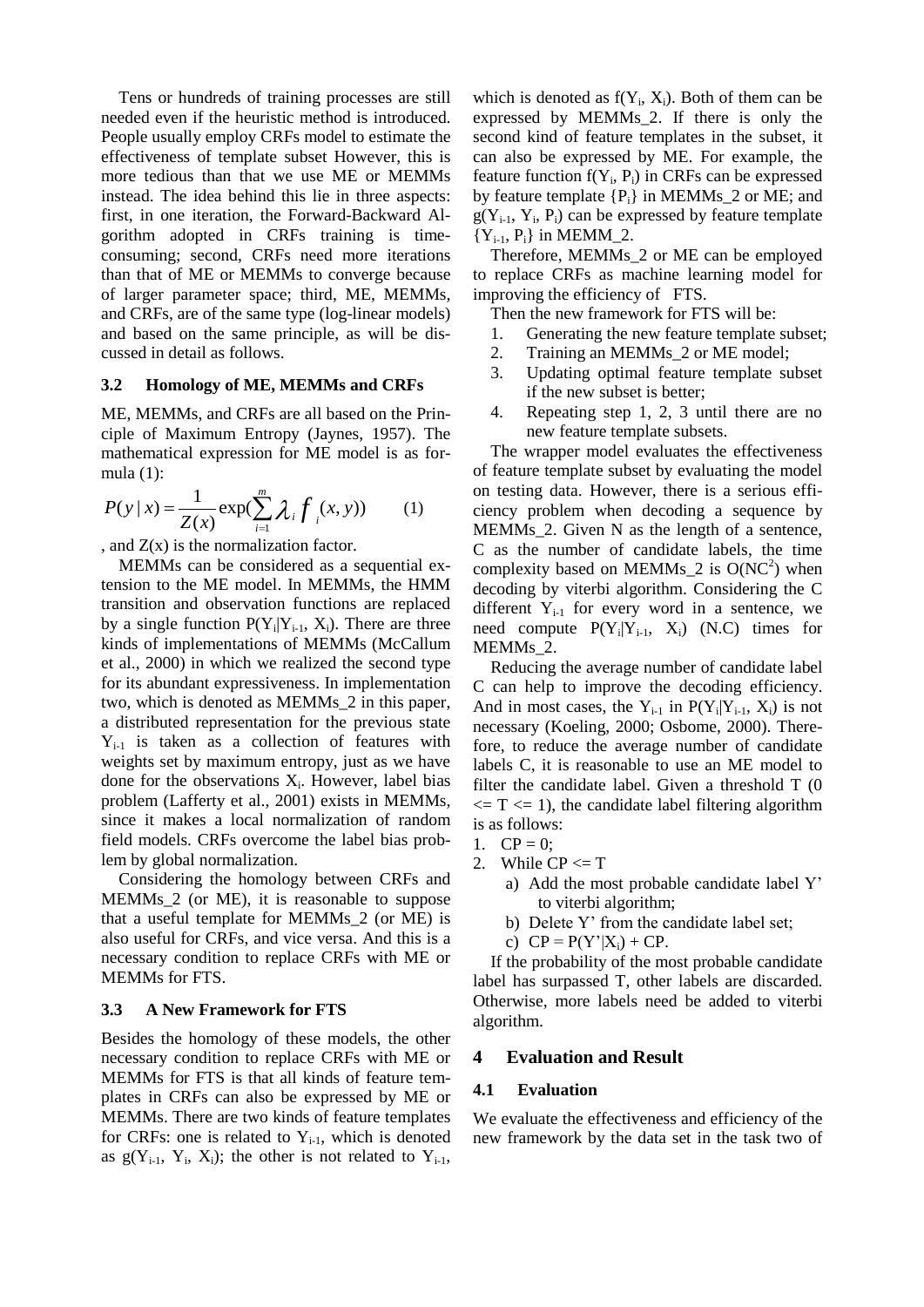Tens or hundreds of training processes are still needed even if the heuristic method is introduced. People usually employ CRFs model to estimate the effectiveness of template subset However, this is more tedious than that we use ME or MEMMs instead. The idea behind this lie in three aspects: first, in one iteration, the Forward-Backward Algorithm adopted in CRFs training is time-consuming; second, CRFs need more iterations than that of ME or MEMMs to converge because of larger parameter space; third, ME, MEMMs, and CRFs, are of the same type (log-linear models) and based on the same principle, as will be discussed in detail as follows.

### 3.2 Homology of ME, MEMMs and CRFs

ME, MEMMs, and CRFs are all based on the Principle of Maximum Entropy (Jaynes, 1957). The mathematical expression for ME model is as formula (1):

$$P(y \mid x) = \frac{1}{Z(x)} \exp\left(\sum_{i=1}^{m} \lambda_i f_i(x, y)\right) \qquad (1)$$

, and Z(x) is the normalization factor.

MEMMs can be considered as a sequential extension to the ME model. In MEMMs, the HMM transition and observation functions are replaced by a single function $P(Y_i|Y_{i-1}, X_i)$. There are three kinds of implementations of MEMMs (McCallum et al., 2000) in which we realized the second type for its abundant expressiveness. In implementation two, which is denoted as MEMMs_2 in this paper, a distributed representation for the previous state $Y_{i-1}$ is taken as a collection of features with weights set by maximum entropy, just as we have done for the observations $X_i$. However, label bias problem (Lafferty et al., 2001) exists in MEMMs, since it makes a local normalization of random field models. CRFs overcome the label bias problem by global normalization.

Considering the homology between CRFs and MEMMs_2 (or ME), it is reasonable to suppose that a useful template for MEMMs_2 (or ME) is also useful for CRFs, and vice versa. And this is a necessary condition to replace CRFs with ME or MEMMs for FTS.

### 3.3 A New Framework for FTS

Besides the homology of these models, the other necessary condition to replace CRFs with ME or MEMMs for FTS is that all kinds of feature templates in CRFs can also be expressed by ME or MEMMs. There are two kinds of feature templates for CRFs: one is related to $Y_{i-1}$, which is denoted as $g(Y_{i-1}, Y_i, X_i)$; the other is not related to $Y_{i-1}$, which is denoted as $f(Y_i, X_i)$. Both of them can be expressed by MEMMs_2. If there is only the second kind of feature templates in the subset, it can also be expressed by ME. For example, the feature function $f(Y_i, P_i)$ in CRFs can be expressed by feature template $\{P_i\}$ in MEMMs_2 or ME; and $g(Y_{i-1}, Y_i, P_i)$ can be expressed by feature template $\{Y_{i-1}, P_i\}$ in MEMM_2.

Therefore, MEMMs_2 or ME can be employed to replace CRFs as machine learning model for improving the efficiency of FTS.

Then the new framework for FTS will be:

1. Generating the new feature template subset;
2. Training an MEMMs_2 or ME model;
3. Updating optimal feature template subset if the new subset is better;
4. Repeating step 1, 2, 3 until there are no new feature template subsets.

The wrapper model evaluates the effectiveness of feature template subset by evaluating the model on testing data. However, there is a serious efficiency problem when decoding a sequence by MEMMs_2. Given N as the length of a sentence, C as the number of candidate labels, the time complexity based on MEMMs_2 is $O(NC^2)$ when decoding by viterbi algorithm. Considering the C different $Y_{i-1}$ for every word in a sentence, we need compute $P(Y_i|Y_{i-1}, X_i)$ (N.C) times for MEMMs_2.

Reducing the average number of candidate label C can help to improve the decoding efficiency. And in most cases, the $Y_{i-1}$ in $P(Y_i|Y_{i-1}, X_i)$ is not necessary (Koeling, 2000; Osbome, 2000). Therefore, to reduce the average number of candidate labels C, it is reasonable to use an ME model to filter the candidate label. Given a threshold T ($0 <= T <= 1$), the candidate label filtering algorithm is as follows:

1. CP = 0;
2. While CP <= T
   a) Add the most probable candidate label Y' to viterbi algorithm;
   b) Delete Y' from the candidate label set;
   c) $CP = P(Y'|X_i) + CP$.

If the probability of the most probable candidate label has surpassed T, other labels are discarded. Otherwise, more labels need be added to viterbi algorithm.

## 4 Evaluation and Result

### 4.1 Evaluation

We evaluate the effectiveness and efficiency of the new framework by the data set in the task two of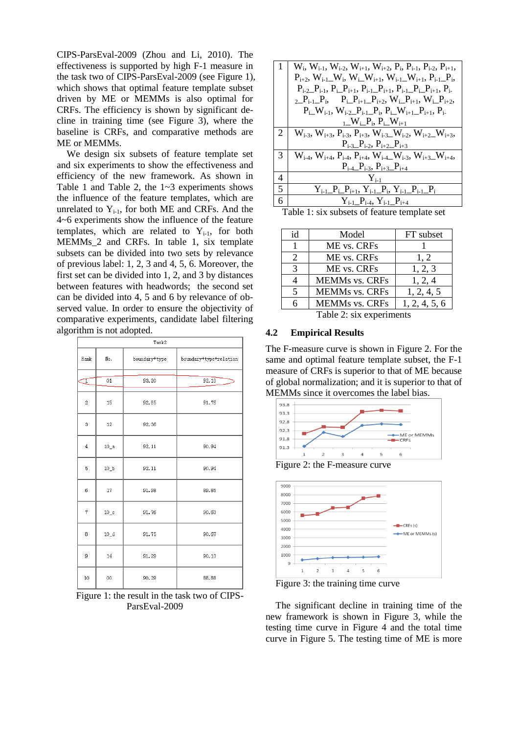CIPS-ParsEval-2009 (Zhou and Li, 2010). The effectiveness is supported by high F-1 measure in the task two of CIPS-ParsEval-2009 (see Figure 1), which shows that optimal feature template subset driven by ME or MEMMs is also optimal for CRFs. The efficiency is shown by significant decline in training time (see Figure 3), where the baseline is CRFs, and comparative methods are ME or MEMMs.

We design six subsets of feature template set and six experiments to show the effectiveness and efficiency of the new framework. As shown in Table 1 and Table 2, the 1~3 experiments shows the influence of the feature templates, which are unrelated to $Y_{i-1}$, for both ME and CRFs. And the 4~6 experiments show the influence of the feature templates, which are related to $Y_{i-1}$, for both MEMMs_2 and CRFs. In table 1, six template subsets can be divided into two sets by relevance of previous label: 1, 2, 3 and 4, 5, 6. Moreover, the first set can be divided into 1, 2, and 3 by distances between features with headwords; the second set can be divided into 4, 5 and 6 by relevance of observed value. In order to ensure the objectivity of comparative experiments, candidate label filtering algorithm is not adopted.

| Task2 | | | |
|---|---|---|---|
| Rank | No. | boundary+type | boundary+type+relation |
| 1 | 01 | 93.20 | 92.10 |
| 2 | 15 | 92.85 | 91.76 |
| 3 | 12 | 92.36 | |
| 4 | 10_a | 92.11 | 90.94 |
| 5 | 10_b | 92.11 | 90.94 |
| 6 | 17 | 91.98 | 89.85 |
| 7 | 10_c | 91.76 | 90.63 |
| 8 | 10_d | 91.75 | 90.67 |
| 9 | 14 | 91.29 | 90.13 |
| 10 | 00 | 90.39 | 88.88 |

Figure 1: the result in the task two of CIPS-ParsEval-2009

| | |
|---|---|
| 1 | $W_i$, $W_{i-1}$, $W_{i-2}$, $W_{i+1}$, $W_{i+2}$, $P_i$, $P_{i-1}$, $P_{i-2}$, $P_{i+1}$, $P_{i+2}$, $W_{i-1}$_$W_i$, $W_i$_$W_{i+1}$, $W_{i-1}$_$W_{i+1}$, $P_{i-1}$_$P_i$, $P_{i-2}$_$P_{i-1}$, $P_i$_$P_{i+1}$, $P_{i-1}$_$P_{i+1}$, $P_{i-1}$_$P_i$_$P_{i+1}$, $P_{i-2}$_$P_{i-1}$_$P_i$, $P_i$_$P_{i+1}$_$P_{i+2}$, $W_i$_$P_{i+1}$, $W_i$_$P_{i+2}$, $P_i$_$W_{i-1}$, $W_{i-2}$_$P_{i-1}$_$P_i$, $P_i$_$W_{i+1}$_$P_{i+1}$, $P_{i-1}$_$W_i$_$P_i$, $P_i$_$W_{i+1}$ |
| 2 | $W_{i-3}$, $W_{i+3}$, $P_{i-3}$, $P_{i+3}$, $W_{i-3}$_$W_{i-2}$, $W_{i+2}$_$W_{i+3}$, $P_{i-3}$_$P_{i-2}$, $P_{i+2}$_$P_{i+3}$ |
| 3 | $W_{i-4}$, $W_{i+4}$, $P_{i-4}$, $P_{i+4}$, $W_{i-4}$_$W_{i-3}$, $W_{i+3}$_$W_{i+4}$, $P_{i-4}$_$P_{i-3}$, $P_{i+3}$_$P_{i+4}$ |
| 4 | $Y_{i-1}$ |
| 5 | $Y_{i-1}$_$P_i$_$P_{i+1}$, $Y_{i-1}$_$P_i$, $Y_{i-1}$_$P_{i-1}$_$P_i$ |
| 6 | $Y_{i-1}$_$P_{i-4}$, $Y_{i-1}$_$P_{i+4}$ |

Table 1: six subsets of feature template set

| id | Model | FT subset |
|---|---|---|
| 1 | ME vs. CRFs | 1 |
| 2 | ME vs. CRFs | 1, 2 |
| 3 | ME vs. CRFs | 1, 2, 3 |
| 4 | MEMMs vs. CRFs | 1, 2, 4 |
| 5 | MEMMs vs. CRFs | 1, 2, 4, 5 |
| 6 | MEMMs vs. CRFs | 1, 2, 4, 5, 6 |

Table 2: six experiments

### 4.2 Empirical Results

The F-measure curve is shown in Figure 2. For the same and optimal feature template subset, the F-1 measure of CRFs is superior to that of ME because of global normalization; and it is superior to that of MEMMs since it overcomes the label bias.

Figure 2: the F-measure curve

Figure 3: the training time curve

The significant decline in training time of the new framework is shown in Figure 3, while the testing time curve in Figure 4 and the total time curve in Figure 5. The testing time of ME is more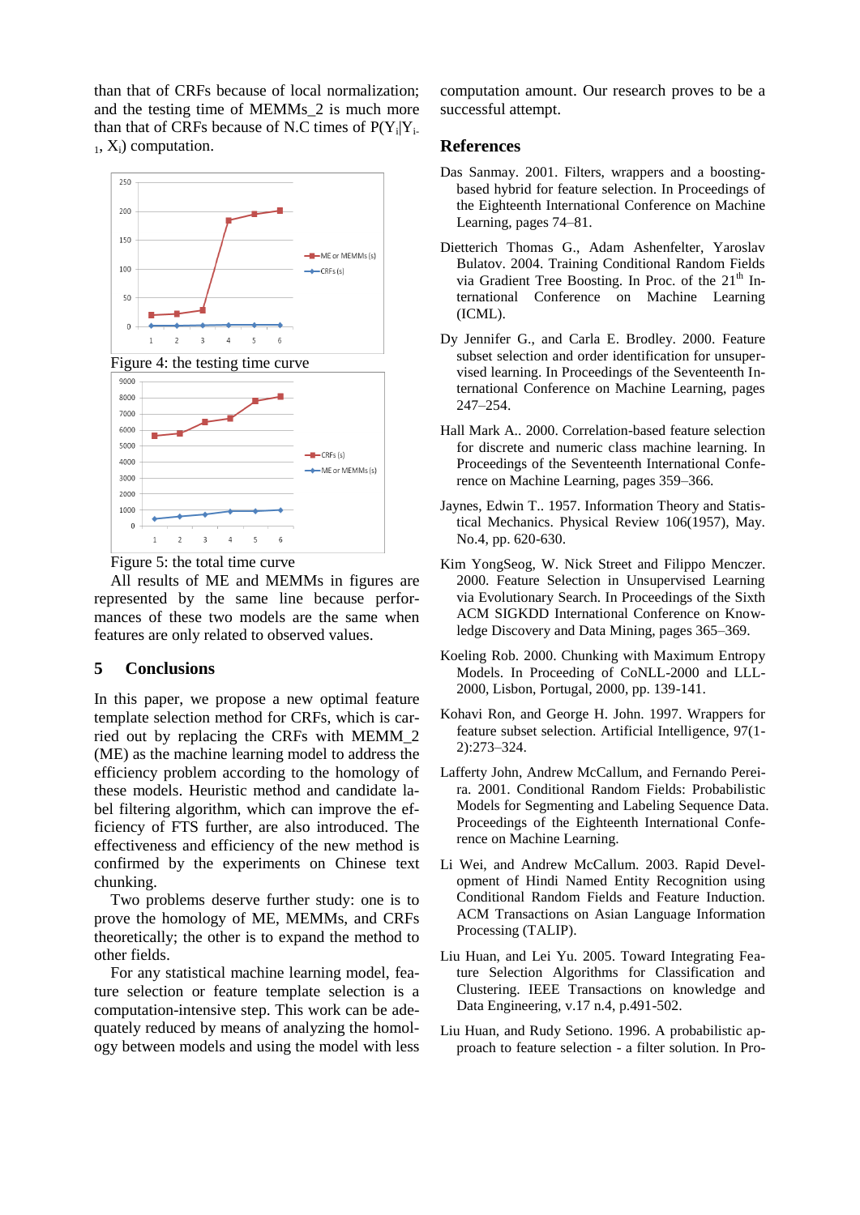than that of CRFs because of local normalization; and the testing time of MEMMs_2 is much more than that of CRFs because of N.C times of $P(Y_i|Y_{i-1}, X_i)$ computation.

Figure 4: the testing time curve

Figure 5: the total time curve

All results of ME and MEMMs in figures are represented by the same line because performances of these two models are the same when features are only related to observed values.

## 5 Conclusions

In this paper, we propose a new optimal feature template selection method for CRFs, which is carried out by replacing the CRFs with MEMM_2 (ME) as the machine learning model to address the efficiency problem according to the homology of these models. Heuristic method and candidate label filtering algorithm, which can improve the efficiency of FTS further, are also introduced. The effectiveness and efficiency of the new method is confirmed by the experiments on Chinese text chunking.

Two problems deserve further study: one is to prove the homology of ME, MEMMs, and CRFs theoretically; the other is to expand the method to other fields.

For any statistical machine learning model, feature selection or feature template selection is a computation-intensive step. This work can be adequately reduced by means of analyzing the homology between models and using the model with less computation amount. Our research proves to be a successful attempt.

## References

Das Sanmay. 2001. Filters, wrappers and a boosting-based hybrid for feature selection. In Proceedings of the Eighteenth International Conference on Machine Learning, pages 74–81.

Dietterich Thomas G., Adam Ashenfelter, Yaroslav Bulatov. 2004. Training Conditional Random Fields via Gradient Tree Boosting. In Proc. of the 21th International Conference on Machine Learning (ICML).

Dy Jennifer G., and Carla E. Brodley. 2000. Feature subset selection and order identification for unsupervised learning. In Proceedings of the Seventeenth International Conference on Machine Learning, pages 247–254.

Hall Mark A.. 2000. Correlation-based feature selection for discrete and numeric class machine learning. In Proceedings of the Seventeenth International Conference on Machine Learning, pages 359–366.

Jaynes, Edwin T.. 1957. Information Theory and Statistical Mechanics. Physical Review 106(1957), May. No.4, pp. 620-630.

Kim YongSeog, W. Nick Street and Filippo Menczer. 2000. Feature Selection in Unsupervised Learning via Evolutionary Search. In Proceedings of the Sixth ACM SIGKDD International Conference on Knowledge Discovery and Data Mining, pages 365–369.

Koeling Rob. 2000. Chunking with Maximum Entropy Models. In Proceeding of CoNLL-2000 and LLL-2000, Lisbon, Portugal, 2000, pp. 139-141.

Kohavi Ron, and George H. John. 1997. Wrappers for feature subset selection. Artificial Intelligence, 97(1-2):273–324.

Lafferty John, Andrew McCallum, and Fernando Pereira. 2001. Conditional Random Fields: Probabilistic Models for Segmenting and Labeling Sequence Data. Proceedings of the Eighteenth International Conference on Machine Learning.

Li Wei, and Andrew McCallum. 2003. Rapid Development of Hindi Named Entity Recognition using Conditional Random Fields and Feature Induction. ACM Transactions on Asian Language Information Processing (TALIP).

Liu Huan, and Lei Yu. 2005. Toward Integrating Feature Selection Algorithms for Classification and Clustering. IEEE Transactions on knowledge and Data Engineering, v.17 n.4, p.491-502.

Liu Huan, and Rudy Setiono. 1996. A probabilistic approach to feature selection - a filter solution. In Pro-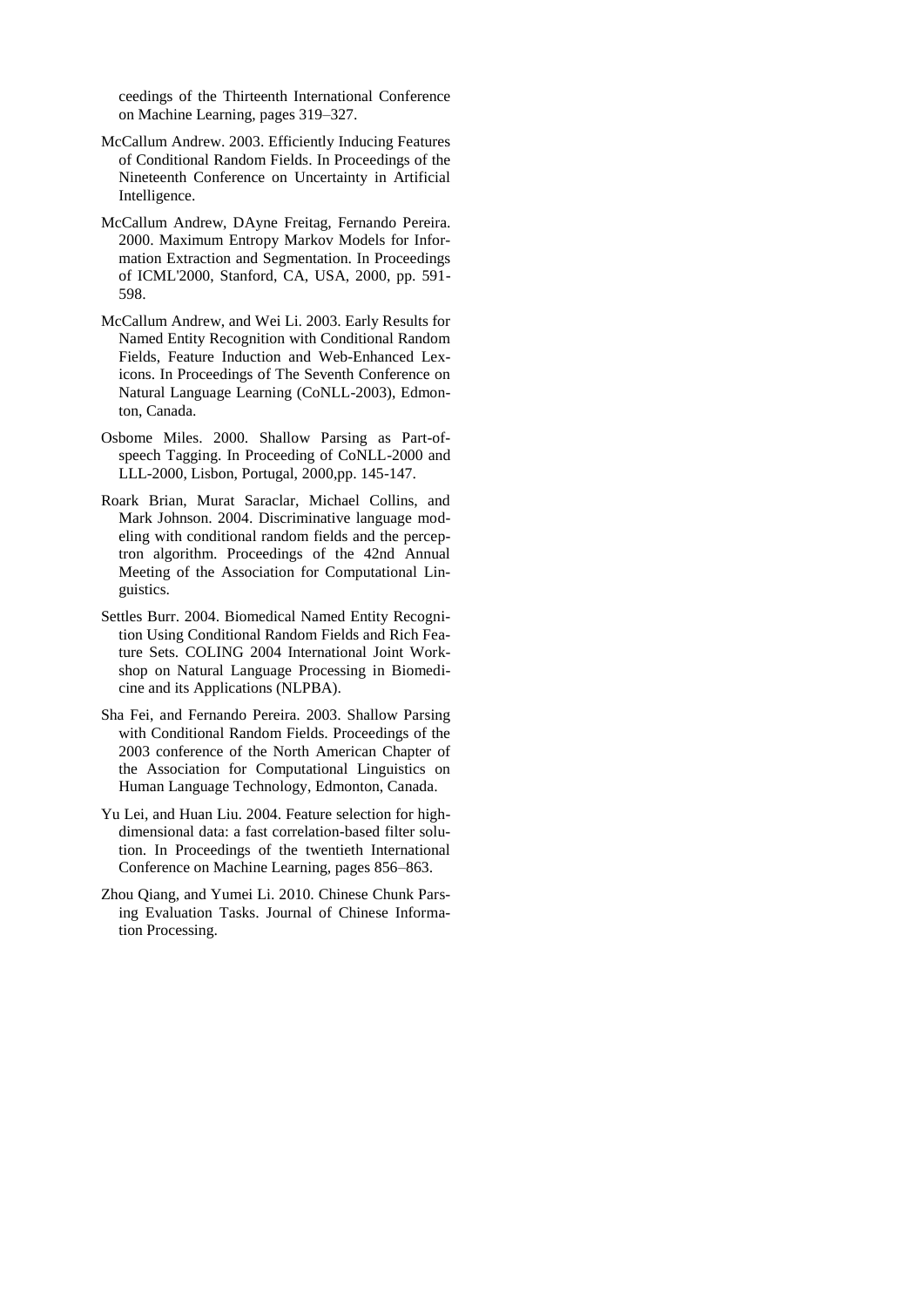ceedings of the Thirteenth International Conference on Machine Learning, pages 319–327.

McCallum Andrew. 2003. Efficiently Inducing Features of Conditional Random Fields. In Proceedings of the Nineteenth Conference on Uncertainty in Artificial Intelligence.

McCallum Andrew, DAyne Freitag, Fernando Pereira. 2000. Maximum Entropy Markov Models for Information Extraction and Segmentation. In Proceedings of ICML'2000, Stanford, CA, USA, 2000, pp. 591-598.

McCallum Andrew, and Wei Li. 2003. Early Results for Named Entity Recognition with Conditional Random Fields, Feature Induction and Web-Enhanced Lexicons. In Proceedings of The Seventh Conference on Natural Language Learning (CoNLL-2003), Edmonton, Canada.

Osbome Miles. 2000. Shallow Parsing as Part-of-speech Tagging. In Proceeding of CoNLL-2000 and LLL-2000, Lisbon, Portugal, 2000,pp. 145-147.

Roark Brian, Murat Saraclar, Michael Collins, and Mark Johnson. 2004. Discriminative language modeling with conditional random fields and the perceptron algorithm. Proceedings of the 42nd Annual Meeting of the Association for Computational Linguistics.

Settles Burr. 2004. Biomedical Named Entity Recognition Using Conditional Random Fields and Rich Feature Sets. COLING 2004 International Joint Workshop on Natural Language Processing in Biomedicine and its Applications (NLPBA).

Sha Fei, and Fernando Pereira. 2003. Shallow Parsing with Conditional Random Fields. Proceedings of the 2003 conference of the North American Chapter of the Association for Computational Linguistics on Human Language Technology, Edmonton, Canada.

Yu Lei, and Huan Liu. 2004. Feature selection for high-dimensional data: a fast correlation-based filter solution. In Proceedings of the twentieth International Conference on Machine Learning, pages 856–863.

Zhou Qiang, and Yumei Li. 2010. Chinese Chunk Parsing Evaluation Tasks. Journal of Chinese Information Processing.